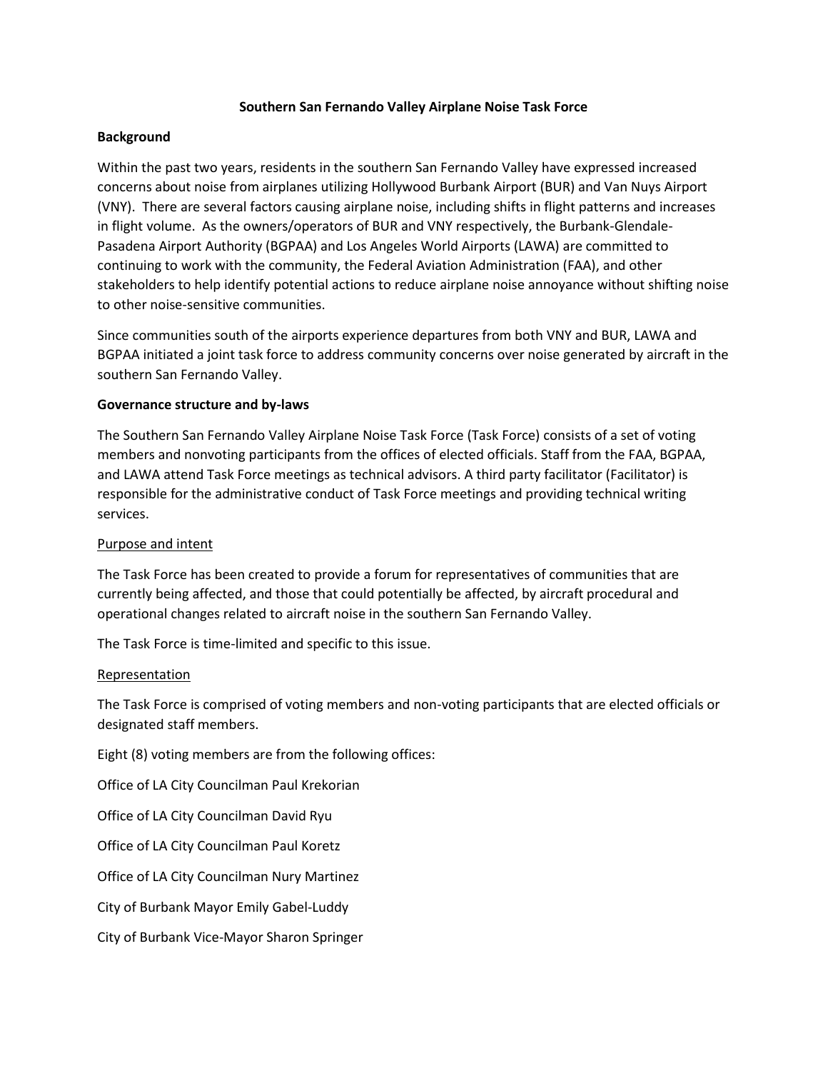# Southern San Fernando Valley Airplane Noise Task Force

## Background

Within the past two years, residents in the southern San Fernando Valley have expressed increased concerns about noise from airplanes utilizing Hollywood Burbank Airport (BUR) and Van Nuys Airport (VNY). There are several factors causing airplane noise, including shifts in flight patterns and increases in flight volume. As the owners/operators of BUR and VNY respectively, the Burbank-Glendale-Pasadena Airport Authority (BGPAA) and Los Angeles World Airports (LAWA) are committed to continuing to work with the community, the Federal Aviation Administration (FAA), and other stakeholders to help identify potential actions to reduce airplane noise annoyance without shifting noise to other noise-sensitive communities.

Since communities south of the airports experience departures from both VNY and BUR, LAWA and BGPAA initiated a joint task force to address community concerns over noise generated by aircraft in the southern San Fernando Valley.

## Governance structure and by-laws

The Southern San Fernando Valley Airplane Noise Task Force (Task Force) consists of a set of voting members and nonvoting participants from the offices of elected officials. Staff from the FAA, BGPAA, and LAWA attend Task Force meetings as technical advisors. A third party facilitator (Facilitator) is responsible for the administrative conduct of Task Force meetings and providing technical writing services.

### Purpose and intent

The Task Force has been created to provide a forum for representatives of communities that are currently being affected, and those that could potentially be affected, by aircraft procedural and operational changes related to aircraft noise in the southern San Fernando Valley.

The Task Force is time-limited and specific to this issue.

### Representation

The Task Force is comprised of voting members and non-voting participants that are elected officials or designated staff members.

Eight (8) voting members are from the following offices:

Office of LA City Councilman Paul Krekorian

Office of LA City Councilman David Ryu

Office of LA City Councilman Paul Koretz

Office of LA City Councilman Nury Martinez

City of Burbank Mayor Emily Gabel-Luddy

City of Burbank Vice-Mayor Sharon Springer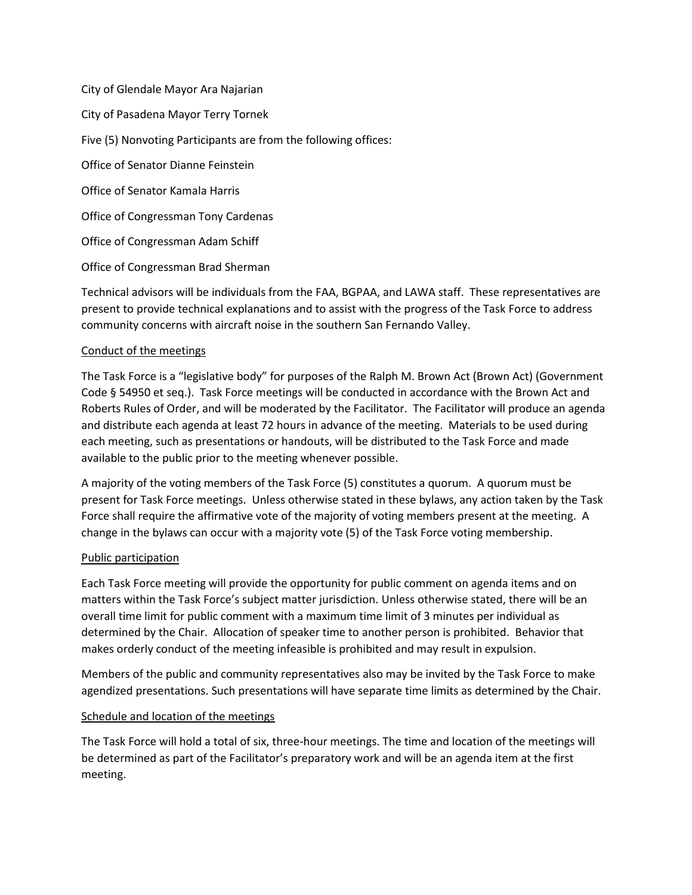City of Glendale Mayor Ara Najarian

City of Pasadena Mayor Terry Tornek

Five (5) Nonvoting Participants are from the following offices:

Office of Senator Dianne Feinstein

Office of Senator Kamala Harris

Office of Congressman Tony Cardenas

Office of Congressman Adam Schiff

Office of Congressman Brad Sherman

Technical advisors will be individuals from the FAA, BGPAA, and LAWA staff. These representatives are present to provide technical explanations and to assist with the progress of the Task Force to address community concerns with aircraft noise in the southern San Fernando Valley.

<u>Conduct of the meetings</u>

The Task Force is a "legislative body" for purposes of the Ralph M. Brown Act (Brown Act) (Government Code § 54950 et seq.). Task Force meetings will be conducted in accordance with the Brown Act and Roberts Rules of Order, and will be moderated by the Facilitator. The Facilitator will produce an agenda and distribute each agenda at least 72 hours in advance of the meeting. Materials to be used during each meeting, such as presentations or handouts, will be distributed to the Task Force and made available to the public prior to the meeting whenever possible.

A majority of the voting members of the Task Force (5) constitutes a quorum. A quorum must be present for Task Force meetings. Unless otherwise stated in these bylaws, any action taken by the Task Force shall require the affirmative vote of the majority of voting members present at the meeting. A change in the bylaws can occur with a majority vote (5) of the Task Force voting membership.

<u>Public participation</u>

Each Task Force meeting will provide the opportunity for public comment on agenda items and on matters within the Task Force's subject matter jurisdiction. Unless otherwise stated, there will be an overall time limit for public comment with a maximum time limit of 3 minutes per individual as determined by the Chair. Allocation of speaker time to another person is prohibited. Behavior that makes orderly conduct of the meeting infeasible is prohibited and may result in expulsion.

Members of the public and community representatives also may be invited by the Task Force to make agendized presentations. Such presentations will have separate time limits as determined by the Chair.

<u>Schedule and location of the meetings</u>

The Task Force will hold a total of six, three-hour meetings. The time and location of the meetings will be determined as part of the Facilitator's preparatory work and will be an agenda item at the first meeting.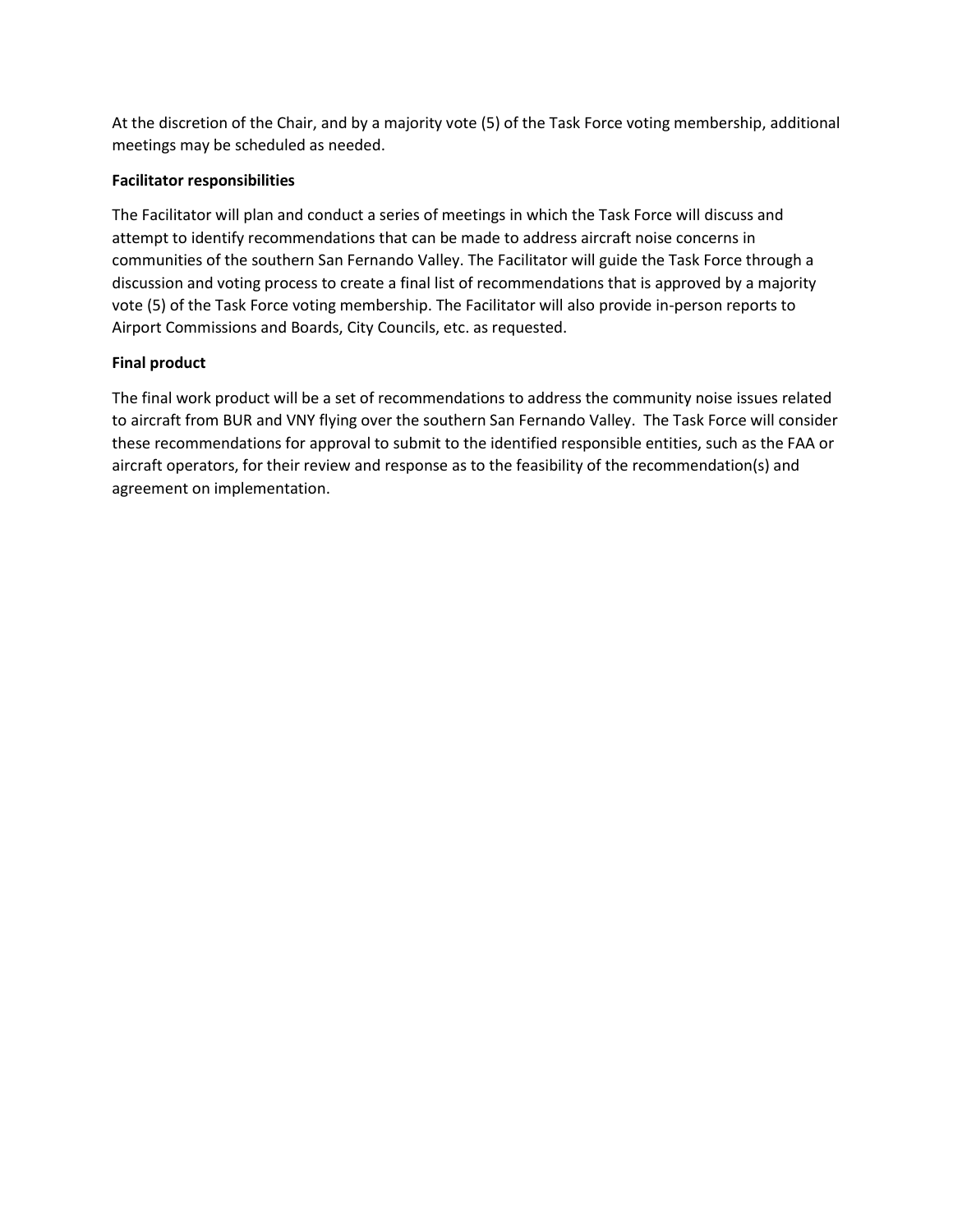At the discretion of the Chair, and by a majority vote (5) of the Task Force voting membership, additional meetings may be scheduled as needed.

**Facilitator responsibilities**

The Facilitator will plan and conduct a series of meetings in which the Task Force will discuss and attempt to identify recommendations that can be made to address aircraft noise concerns in communities of the southern San Fernando Valley. The Facilitator will guide the Task Force through a discussion and voting process to create a final list of recommendations that is approved by a majority vote (5) of the Task Force voting membership. The Facilitator will also provide in-person reports to Airport Commissions and Boards, City Councils, etc. as requested.

**Final product**

The final work product will be a set of recommendations to address the community noise issues related to aircraft from BUR and VNY flying over the southern San Fernando Valley. The Task Force will consider these recommendations for approval to submit to the identified responsible entities, such as the FAA or aircraft operators, for their review and response as to the feasibility of the recommendation(s) and agreement on implementation.